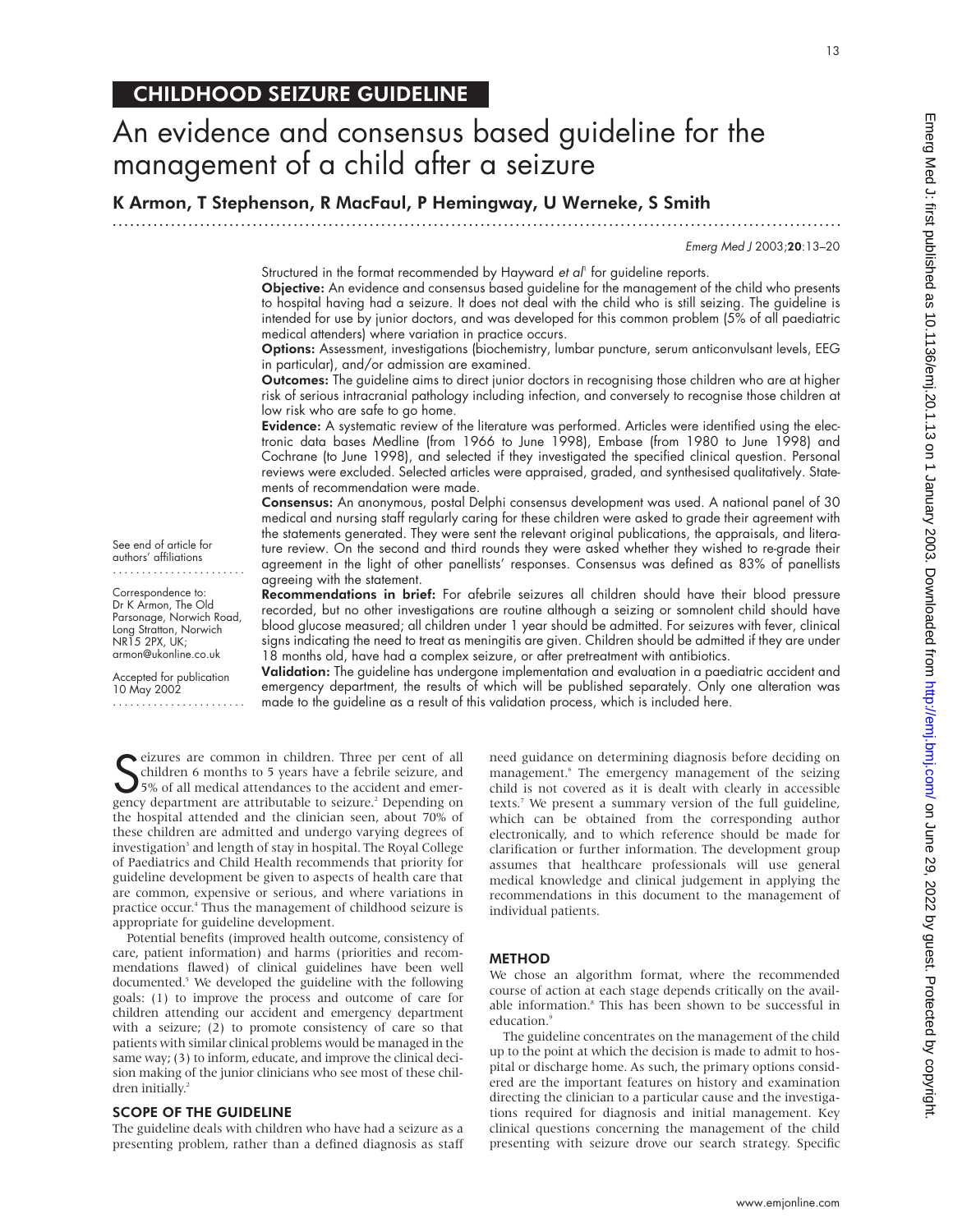CHILDHOOD SEIZURE GUIDELINE

# An evidence and consensus based guideline for the management of a child after a seizure

**K Armon, T Stephenson, R MacFaul, P Hemingway, U Werneke, S Smith**

*Emerg Med J* 2003;**20**:13–20

Structured in the format recommended by Hayward *et al*[1] for guideline reports.

**Objective:** An evidence and consensus based guideline for the management of the child who presents to hospital having had a seizure. It does not deal with the child who is still seizing. The guideline is intended for use by junior doctors, and was developed for this common problem (5% of all paediatric medical attenders) where variation in practice occurs.

**Options:** Assessment, investigations (biochemistry, lumbar puncture, serum anticonvulsant levels, EEG in particular), and/or admission are examined.

**Outcomes:** The guideline aims to direct junior doctors in recognising those children who are at higher risk of serious intracranial pathology including infection, and conversely to recognise those children at low risk who are safe to go home.

**Evidence:** A systematic review of the literature was performed. Articles were identified using the electronic data bases Medline (from 1966 to June 1998), Embase (from 1980 to June 1998) and Cochrane (to June 1998), and selected if they investigated the specified clinical question. Personal reviews were excluded. Selected articles were appraised, graded, and synthesised qualitatively. Statements of recommendation were made.

**Consensus:** An anonymous, postal Delphi consensus development was used. A national panel of 30 medical and nursing staff regularly caring for these children were asked to grade their agreement with the statements generated. They were sent the relevant original publications, the appraisals, and literature review. On the second and third rounds they were asked whether they wished to re-grade their agreement in the light of other panellists' responses. Consensus was defined as 83% of panellists agreeing with the statement.

**Recommendations in brief:** For afebrile seizures all children should have their blood pressure recorded, but no other investigations are routine although a seizing or somnolent child should have blood glucose measured; all children under 1 year should be admitted. For seizures with fever, clinical signs indicating the need to treat as meningitis are given. Children should be admitted if they are under 18 months old, have had a complex seizure, or after pretreatment with antibiotics.

**Validation:** The guideline has undergone implementation and evaluation in a paediatric accident and emergency department, the results of which will be published separately. Only one alteration was made to the guideline as a result of this validation process, which is included here.

See end of article for authors' affiliations

Correspondence to: Dr K Armon, The Old Parsonage, Norwich Road, Long Stratton, Norwich NR15 2PX, UK; armon@ukonline.co.uk

Accepted for publication 10 May 2002

Seizures are common in children. Three per cent of all children 6 months to 5 years have a febrile seizure, and 5% of all medical attendances to the accident and emergency department are attributable to seizure.[2] Depending on the hospital attended and the clinician seen, about 70% of these children are admitted and undergo varying degrees of investigation[3] and length of stay in hospital. The Royal College of Paediatrics and Child Health recommends that priority for guideline development be given to aspects of health care that are common, expensive or serious, and where variations in practice occur.[4] Thus the management of childhood seizure is appropriate for guideline development.

Potential benefits (improved health outcome, consistency of care, patient information) and harms (priorities and recommendations flawed) of clinical guidelines have been well documented.[5] We developed the guideline with the following goals: (1) to improve the process and outcome of care for children attending our accident and emergency department with a seizure; (2) to promote consistency of care so that patients with similar clinical problems would be managed in the same way; (3) to inform, educate, and improve the clinical decision making of the junior clinicians who see most of these children initially.[2]

## SCOPE OF THE GUIDELINE

The guideline deals with children who have had a seizure as a presenting problem, rather than a defined diagnosis as staff need guidance on determining diagnosis before deciding on management.[6] The emergency management of the seizing child is not covered as it is dealt with clearly in accessible texts.[7] We present a summary version of the full guideline, which can be obtained from the corresponding author electronically, and to which reference should be made for clarification or further information. The development group assumes that healthcare professionals will use general medical knowledge and clinical judgement in applying the recommendations in this document to the management of individual patients.

## METHOD

We chose an algorithm format, where the recommended course of action at each stage depends critically on the available information.[8] This has been shown to be successful in education.[9]

The guideline concentrates on the management of the child up to the point at which the decision is made to admit to hospital or discharge home. As such, the primary options considered are the important features on history and examination directing the clinician to a particular cause and the investigations required for diagnosis and initial management. Key clinical questions concerning the management of the child presenting with seizure drove our search strategy. Specific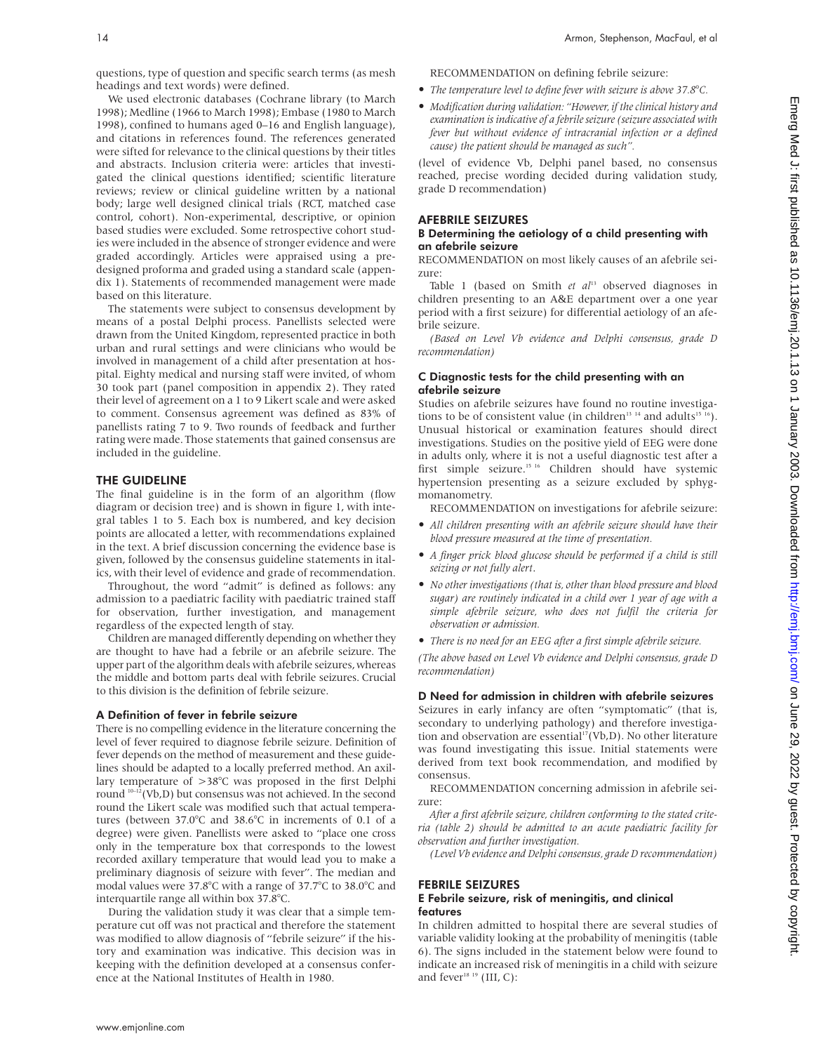questions, type of question and specific search terms (as mesh headings and text words) were defined.

We used electronic databases (Cochrane library (to March 1998); Medline (1966 to March 1998); Embase (1980 to March 1998), confined to humans aged 0–16 and English language), and citations in references found. The references generated were sifted for relevance to the clinical questions by their titles and abstracts. Inclusion criteria were: articles that investigated the clinical questions identified; scientific literature reviews; review or clinical guideline written by a national body; large well designed clinical trials (RCT, matched case control, cohort). Non-experimental, descriptive, or opinion based studies were excluded. Some retrospective cohort studies were included in the absence of stronger evidence and were graded accordingly. Articles were appraised using a predesigned proforma and graded using a standard scale (appendix 1). Statements of recommended management were made based on this literature.

The statements were subject to consensus development by means of a postal Delphi process. Panellists selected were drawn from the United Kingdom, represented practice in both urban and rural settings and were clinicians who would be involved in management of a child after presentation at hospital. Eighty medical and nursing staff were invited, of whom 30 took part (panel composition in appendix 2). They rated their level of agreement on a 1 to 9 Likert scale and were asked to comment. Consensus agreement was defined as 83% of panellists rating 7 to 9. Two rounds of feedback and further rating were made. Those statements that gained consensus are included in the guideline.

## THE GUIDELINE

The final guideline is in the form of an algorithm (flow diagram or decision tree) and is shown in figure 1, with integral tables 1 to 5. Each box is numbered, and key decision points are allocated a letter, with recommendations explained in the text. A brief discussion concerning the evidence base is given, followed by the consensus guideline statements in italics, with their level of evidence and grade of recommendation.

Throughout, the word "admit" is defined as follows: any admission to a paediatric facility with paediatric trained staff for observation, further investigation, and management regardless of the expected length of stay.

Children are managed differently depending on whether they are thought to have had a febrile or an afebrile seizure. The upper part of the algorithm deals with afebrile seizures, whereas the middle and bottom parts deal with febrile seizures. Crucial to this division is the definition of febrile seizure.

### A Definition of fever in febrile seizure

There is no compelling evidence in the literature concerning the level of fever required to diagnose febrile seizure. Definition of fever depends on the method of measurement and these guidelines should be adapted to a locally preferred method. An axillary temperature of >38°C was proposed in the first Delphi round [10–12](Vb,D) but consensus was not achieved. In the second round the Likert scale was modified such that actual temperatures (between 37.0°C and 38.6°C in increments of 0.1 of a degree) were given. Panellists were asked to "place one cross only in the temperature box that corresponds to the lowest recorded axillary temperature that would lead you to make a preliminary diagnosis of seizure with fever". The median and modal values were 37.8°C with a range of 37.7°C to 38.0°C and interquartile range all within box 37.8°C.

During the validation study it was clear that a simple temperature cut off was not practical and therefore the statement was modified to allow diagnosis of "febrile seizure" if the history and examination was indicative. This decision was in keeping with the definition developed at a consensus conference at the National Institutes of Health in 1980.

RECOMMENDATION on defining febrile seizure:

- *The temperature level to define fever with seizure is above 37.8°C.*
- *Modification during validation: "However, if the clinical history and examination is indicative of a febrile seizure (seizure associated with fever but without evidence of intracranial infection or a defined cause) the patient should be managed as such".*

(level of evidence Vb, Delphi panel based, no consensus reached, precise wording decided during validation study, grade D recommendation)

## AFEBRILE SEIZURES

### B Determining the aetiology of a child presenting with an afebrile seizure

RECOMMENDATION on most likely causes of an afebrile seizure:

Table 1 (based on Smith *et al*[13] observed diagnoses in children presenting to an A&E department over a one year period with a first seizure) for differential aetiology of an afebrile seizure.

*(Based on Level Vb evidence and Delphi consensus, grade D recommendation)*

### C Diagnostic tests for the child presenting with an afebrile seizure

Studies on afebrile seizures have found no routine investigations to be of consistent value (in children[13 14] and adults[15 16]). Unusual historical or examination features should direct investigations. Studies on the positive yield of EEG were done in adults only, where it is not a useful diagnostic test after a first simple seizure.[15 16] Children should have systemic hypertension presenting as a seizure excluded by sphygmomanometry.

RECOMMENDATION on investigations for afebrile seizure:

- *All children presenting with an afebrile seizure should have their blood pressure measured at the time of presentation.*
- *A finger prick blood glucose should be performed if a child is still seizing or not fully alert.*
- *No other investigations (that is, other than blood pressure and blood sugar) are routinely indicated in a child over 1 year of age with a simple afebrile seizure, who does not fulfil the criteria for observation or admission.*
- *There is no need for an EEG after a first simple afebrile seizure.*

*(The above based on Level Vb evidence and Delphi consensus, grade D recommendation)*

### D Need for admission in children with afebrile seizures

Seizures in early infancy are often "symptomatic" (that is, secondary to underlying pathology) and therefore investigation and observation are essential[17](Vb,D). No other literature was found investigating this issue. Initial statements were derived from text book recommendation, and modified by consensus.

RECOMMENDATION concerning admission in afebrile seizure:

*After a first afebrile seizure, children conforming to the stated criteria (table 2) should be admitted to an acute paediatric facility for observation and further investigation.*

*(Level Vb evidence and Delphi consensus, grade D recommendation)*

## FEBRILE SEIZURES

### E Febrile seizure, risk of meningitis, and clinical features

In children admitted to hospital there are several studies of variable validity looking at the probability of meningitis (table 6). The signs included in the statement below were found to indicate an increased risk of meningitis in a child with seizure and fever[18 19] (III, C):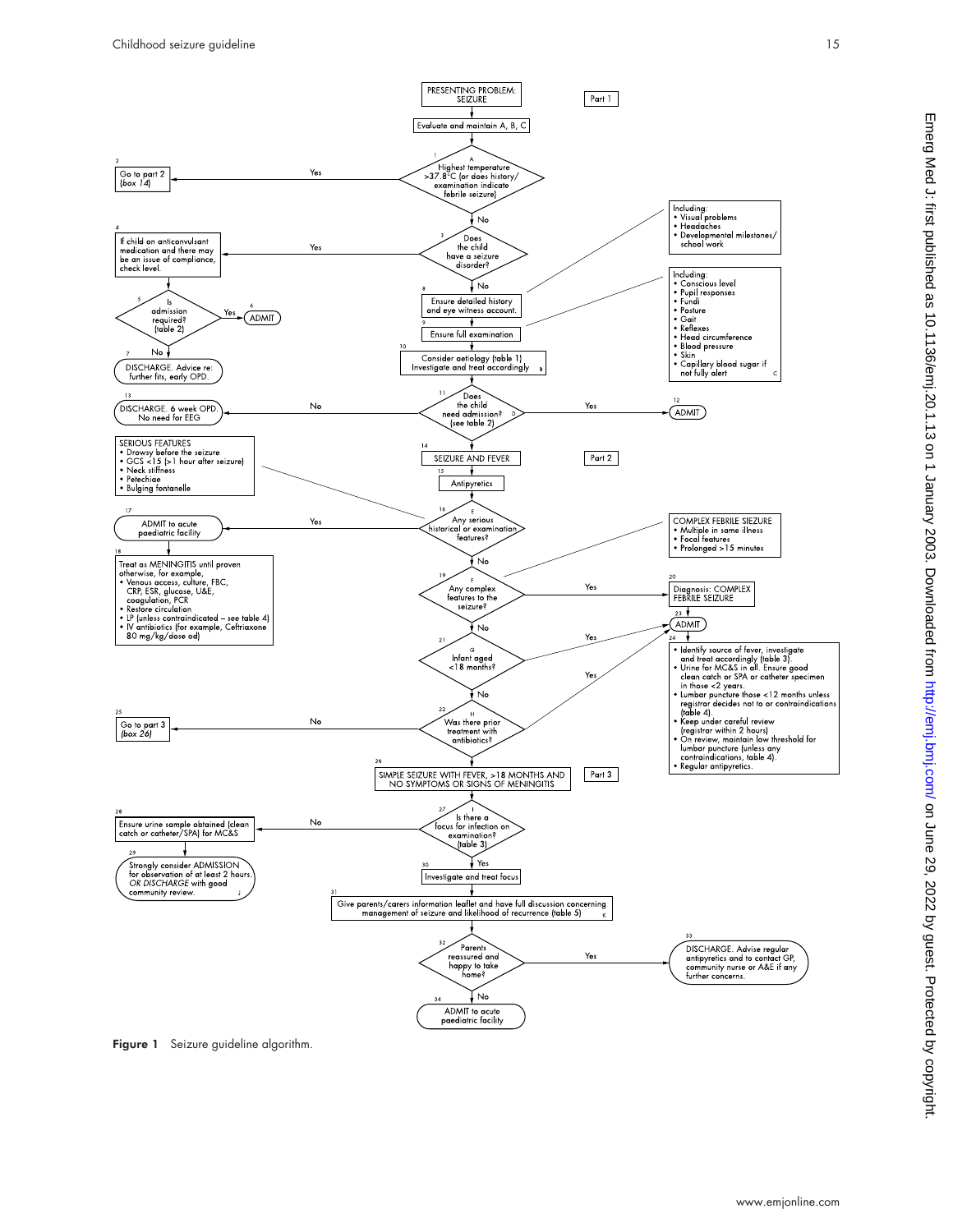**Part 1**

PRESENTING PROBLEM: SEIZURE

Evaluate and maintain A, B, C

1 (A) Highest temperature >37.8°C (or does history/examination indicate febrile seizure)
- Yes → 2: Go to part 2 (box 14)
- No → 3

3 Does the child have a seizure disorder?
- Yes → 4: If child on anticonvulsant medication and there may be an issue of compliance, check level.
  - 5 Is admission required? (table 2)
    - Yes → 6: ADMIT
    - No → 7: DISCHARGE. Advice re: further fits, early OPD.
- No → 8

8 Ensure detailed history and eye witness account.

Including:
- Visual problems
- Headaches
- Developmental milestones/school work

9 Ensure full examination

Including:
- Conscious level
- Pupil responses
- Fundi
- Posture
- Gait
- Reflexes
- Head circumference
- Blood pressure
- Skin
- Capillary blood sugar if not fully alert (C)

10 Consider aetiology (table 1) Investigate and treat accordingly (B)

11 Does the child need admission? (D) (see table 2)
- Yes → 12: ADMIT
- No → 13: DISCHARGE. 6 week OPD. No need for EEG

**Part 2**

14 SEIZURE AND FEVER

15 Antipyretics

16 (E) Any serious historical or examination features?

SERIOUS FEATURES
- Drowsy before the seizure
- GCS <15 (>1 hour after seizure)
- Neck stiffness
- Petechiae
- Bulging fontanelle

- Yes → 17: ADMIT to acute paediatric facility
  - 18 Treat as MENINGITIS until proven otherwise, for example,
    - Venous access, culture, FBC, CRP, ESR, glucose, U&E, coagulation, PCR
    - Restore circulation
    - LP (unless contraindicated – see table 4)
    - IV antibiotics (for example, Ceftriaxone 80 mg/kg/dose od)
- No → 19

19 (F) Any complex features to the seizure?

COMPLEX FEBRILE SIEZURE
- Multiple in same illness
- Focal features
- Prolonged >15 minutes

- Yes → 20: Diagnosis: COMPLEX FEBRILE SEIZURE
- No → 21

21 (G) Infant aged <18 months?
- Yes → 23: ADMIT
- No → 22

22 (H) Was there prior treatment with antibiotics?
- Yes → 23: ADMIT
- No → 25: Go to part 3 (box 26)

23 ADMIT

24
- Identify source of fever, investigate and treat accordingly (table 3).
- Urine for MC&S in all. Ensure good clean catch or SPA or catheter specimen in those <2 years.
- Lumbar puncture those <12 months unless registrar decides not to or contraindications (table 4).
- Keep under careful review (registrar within 2 hours)
- On review, maintain low threshold for lumbar puncture (unless any contraindications, table 4).
- Regular antipyretics.

**Part 3**

26 SIMPLE SEIZURE WITH FEVER, >18 MONTHS AND NO SYMPTOMS OR SIGNS OF MENINGITIS

27 (I) Is there a focus for infection on examination? (table 3)
- No → 28: Ensure urine sample obtained (clean catch or catheter/SPA) for MC&S
  - 29 Strongly consider ADMISSION for observation of at least 2 hours. OR DISCHARGE with good community review. (J)
- Yes → 30: Investigate and treat focus

31 Give parents/carers information leaflet and have full discussion concerning management of seizure and likelihood of recurrence (table 5) (K)

32 Parents reassured and happy to take home?
- Yes → 33: DISCHARGE. Advise regular antipyretics and to contact GP, community nurse or A&E if any further concerns.
- No → 34: ADMIT to acute paediatric facility

**Figure 1** Seizure guideline algorithm.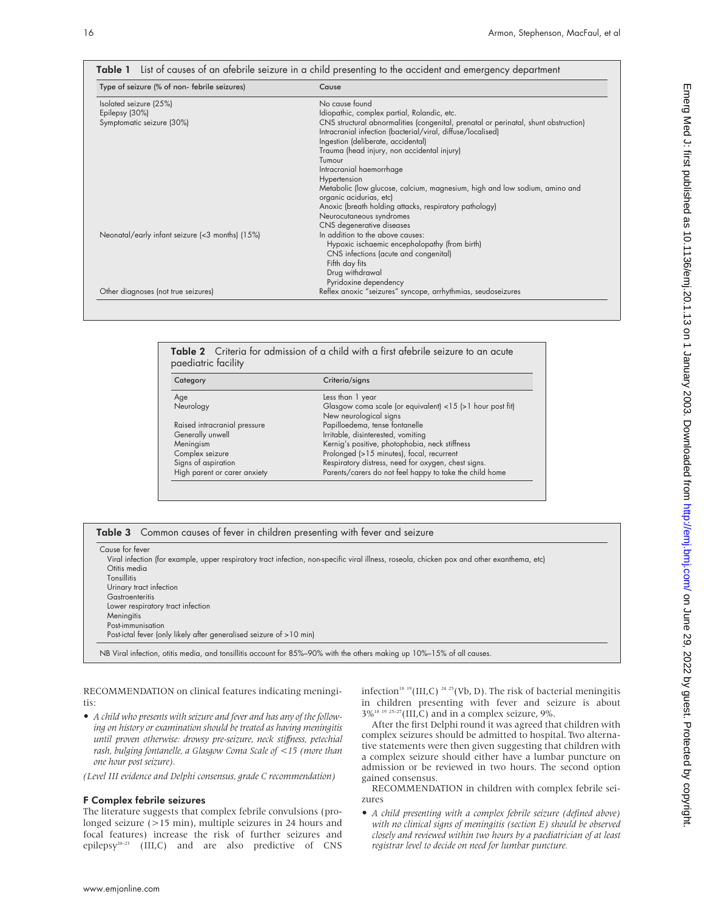**Table 1** List of causes of an afebrile seizure in a child presenting to the accident and emergency department

| Type of seizure (% of non- febrile seizures) | Cause |
|---|---|
| Isolated seizure (25%) | No cause found |
| Epilepsy (30%) | Idiopathic, complex partial, Rolandic, etc. |
| Symptomatic seizure (30%) | CNS structural abnormalities (congenital, prenatal or perinatal, shunt obstruction)<br>Intracranial infection (bacterial/viral, diffuse/localised)<br>Ingestion (deliberate, accidental)<br>Trauma (head injury, non accidental injury)<br>Tumour<br>Intracranial haemorrhage<br>Hypertension<br>Metabolic (low glucose, calcium, magnesium, high and low sodium, amino and organic acidurias, etc)<br>Anoxic (breath holding attacks, respiratory pathology)<br>Neurocutaneous syndromes<br>CNS degenerative diseases |
| Neonatal/early infant seizure (<3 months) (15%) | In addition to the above causes:<br>Hypoxic ischaemic encephalopathy (from birth)<br>CNS infections (acute and congenital)<br>Fifth day fits<br>Drug withdrawal<br>Pyridoxine dependency |
| Other diagnoses (not true seizures) | Reflex anoxic "seizures" syncope, arrhythmias, seudoseizures |

**Table 2** Criteria for admission of a child with a first afebrile seizure to an acute paediatric facility

| Category | Criteria/signs |
|---|---|
| Age | Less than 1 year |
| Neurology | Glasgow coma scale (or equivalent) <15 (>1 hour post fit)<br>New neurological signs |
| Raised intracranial pressure | Papilloedema, tense fontanelle |
| Generally unwell | Irritable, disinterested, vomiting |
| Meningism | Kernig's positive, photophobia, neck stiffness |
| Complex seizure | Prolonged (>15 minutes), focal, recurrent |
| Signs of aspiration | Respiratory distress, need for oxygen, chest signs. |
| High parent or carer anxiety | Parents/carers do not feel happy to take the child home |

**Table 3** Common causes of fever in children presenting with fever and seizure

| Cause for fever |
|---|
| Viral infection (for example, upper respiratory tract infection, non-specific viral illness, roseola, chicken pox and other exanthema, etc) |
| Otitis media |
| Tonsillitis |
| Urinary tract infection |
| Gastroenteritis |
| Lower respiratory tract infection |
| Meningitis |
| Post-immunisation |
| Post-ictal fever (only likely after generalised seizure of >10 min) |

NB Viral infection, otitis media, and tonsillitis account for 85%–90% with the others making up 10%–15% of all causes.

RECOMMENDATION on clinical features indicating meningitis:

- *A child who presents with seizure and fever and has any of the following on history or examination should be treated as having meningitis until proven otherwise: drowsy pre-seizure, neck stiffness, petechial rash, bulging fontanelle, a Glasgow Coma Scale of <15 (more than one hour post seizure).*

*(Level III evidence and Delphi consensus, grade C recommendation)*

### F Complex febrile seizures

The literature suggests that complex febrile convulsions (prolonged seizure (>15 min), multiple seizures in 24 hours and focal features) increase the risk of further seizures and epilepsy[20–23] (III,C) and are also predictive of CNS infection[18 19](III,C) [24 25](Vb, D). The risk of bacterial meningitis in children presenting with fever and seizure is about 3%[18 19 25–27](III,C) and in a complex seizure, 9%.

After the first Delphi round it was agreed that children with complex seizures should be admitted to hospital. Two alternative statements were then given suggesting that children with a complex seizure should either have a lumbar puncture on admission or be reviewed in two hours. The second option gained consensus.

RECOMMENDATION in children with complex febrile seizures

- *A child presenting with a complex febrile seizure (defined above) with no clinical signs of meningitis (section E) should be observed closely and reviewed within two hours by a paediatrician of at least registrar level to decide on need for lumbar puncture.*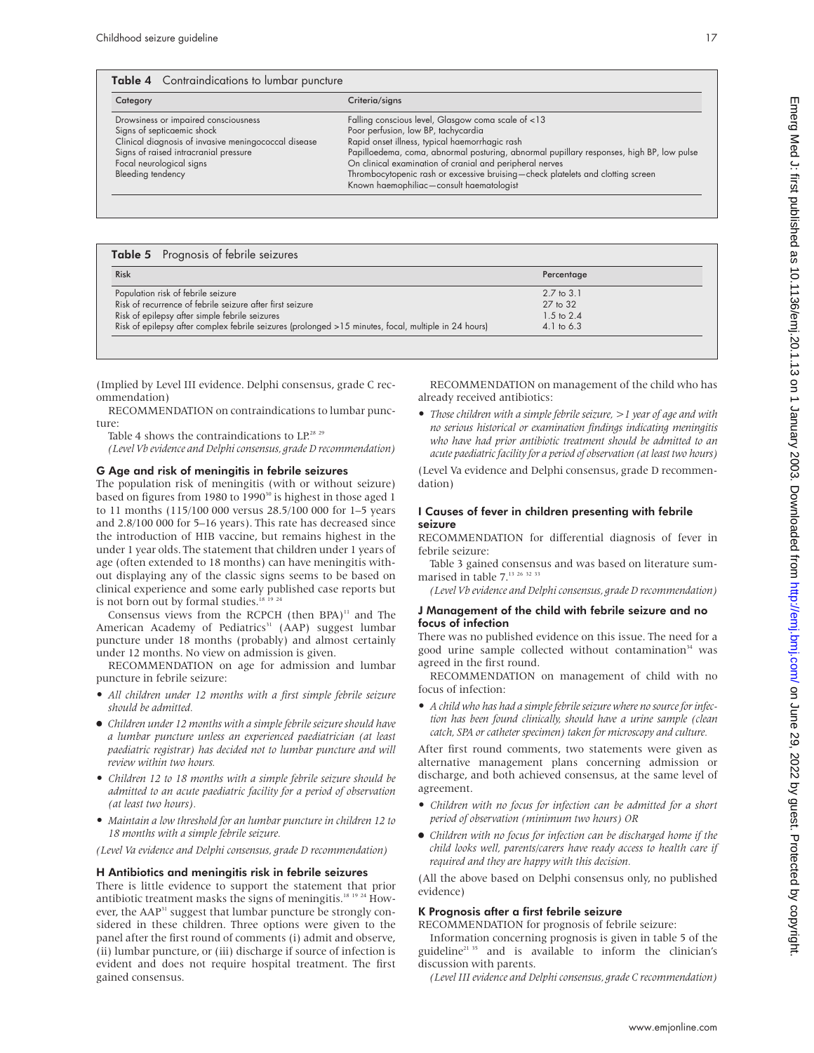**Table 4** Contraindications to lumbar puncture

| Category | Criteria/signs |
| --- | --- |
| Drowsiness or impaired consciousness | Falling conscious level, Glasgow coma scale of <13 |
| Signs of septicaemic shock | Poor perfusion, low BP, tachycardia |
| Clinical diagnosis of invasive meningococcal disease | Rapid onset illness, typical haemorrhagic rash |
| Signs of raised intracranial pressure | Papilloedema, coma, abnormal posturing, abnormal pupillary responses, high BP, low pulse |
| Focal neurological signs | On clinical examination of cranial and peripheral nerves |
| Bleeding tendency | Thrombocytopenic rash or excessive bruising—check platelets and clotting screen<br>Known haemophiliac—consult haematologist |

**Table 5** Prognosis of febrile seizures

| Risk | Percentage |
| --- | --- |
| Population risk of febrile seizure | 2.7 to 3.1 |
| Risk of recurrence of febrile seizure after first seizure | 27 to 32 |
| Risk of epilepsy after simple febrile seizures | 1.5 to 2.4 |
| Risk of epilepsy after complex febrile seizures (prolonged >15 minutes, focal, multiple in 24 hours) | 4.1 to 6.3 |

(Implied by Level III evidence. Delphi consensus, grade C recommendation)

RECOMMENDATION on contraindications to lumbar puncture:

Table 4 shows the contraindications to LP.[28 29]

*(Level Vb evidence and Delphi consensus, grade D recommendation)*

### G Age and risk of meningitis in febrile seizures

The population risk of meningitis (with or without seizure) based on figures from 1980 to 1990[30] is highest in those aged 1 to 11 months (115/100 000 versus 28.5/100 000 for 1–5 years and 2.8/100 000 for 5–16 years). This rate has decreased since the introduction of HIB vaccine, but remains highest in the under 1 year olds. The statement that children under 1 years of age (often extended to 18 months) can have meningitis without displaying any of the classic signs seems to be based on clinical experience and some early published case reports but is not born out by formal studies.[18 19 24]

Consensus views from the RCPCH (then BPA)[11] and The American Academy of Pediatrics[31] (AAP) suggest lumbar puncture under 18 months (probably) and almost certainly under 12 months. No view on admission is given.

RECOMMENDATION on age for admission and lumbar puncture in febrile seizure:

- *All children under 12 months with a first simple febrile seizure should be admitted.*
- *Children under 12 months with a simple febrile seizure should have a lumbar puncture unless an experienced paediatrician (at least paediatric registrar) has decided not to lumbar puncture and will review within two hours.*
- *Children 12 to 18 months with a simple febrile seizure should be admitted to an acute paediatric facility for a period of observation (at least two hours).*
- *Maintain a low threshold for an lumbar puncture in children 12 to 18 months with a simple febrile seizure.*

*(Level Va evidence and Delphi consensus, grade D recommendation)*

### H Antibiotics and meningitis risk in febrile seizures

There is little evidence to support the statement that prior antibiotic treatment masks the signs of meningitis.[18 19 24] However, the AAP[31] suggest that lumbar puncture be strongly considered in these children. Three options were given to the panel after the first round of comments (i) admit and observe, (ii) lumbar puncture, or (iii) discharge if source of infection is evident and does not require hospital treatment. The first gained consensus.

RECOMMENDATION on management of the child who has already received antibiotics:

- *Those children with a simple febrile seizure, >1 year of age and with no serious historical or examination findings indicating meningitis who have had prior antibiotic treatment should be admitted to an acute paediatric facility for a period of observation (at least two hours)*

(Level Va evidence and Delphi consensus, grade D recommendation)

### I Causes of fever in children presenting with febrile seizure

RECOMMENDATION for differential diagnosis of fever in febrile seizure:

Table 3 gained consensus and was based on literature summarised in table 7.[13 26 32 33]

*(Level Vb evidence and Delphi consensus, grade D recommendation)*

### J Management of the child with febrile seizure and no focus of infection

There was no published evidence on this issue. The need for a good urine sample collected without contamination[34] was agreed in the first round.

RECOMMENDATION on management of child with no focus of infection:

- *A child who has had a simple febrile seizure where no source for infection has been found clinically, should have a urine sample (clean catch, SPA or catheter specimen) taken for microscopy and culture.*

After first round comments, two statements were given as alternative management plans concerning admission or discharge, and both achieved consensus, at the same level of agreement.

- *Children with no focus for infection can be admitted for a short period of observation (minimum two hours) OR*
- *Children with no focus for infection can be discharged home if the child looks well, parents/carers have ready access to health care if required and they are happy with this decision.*

(All the above based on Delphi consensus only, no published evidence)

### K Prognosis after a first febrile seizure

RECOMMENDATION for prognosis of febrile seizure:

Information concerning prognosis is given in table 5 of the guideline[21 35] and is available to inform the clinician's discussion with parents.

*(Level III evidence and Delphi consensus, grade C recommendation)*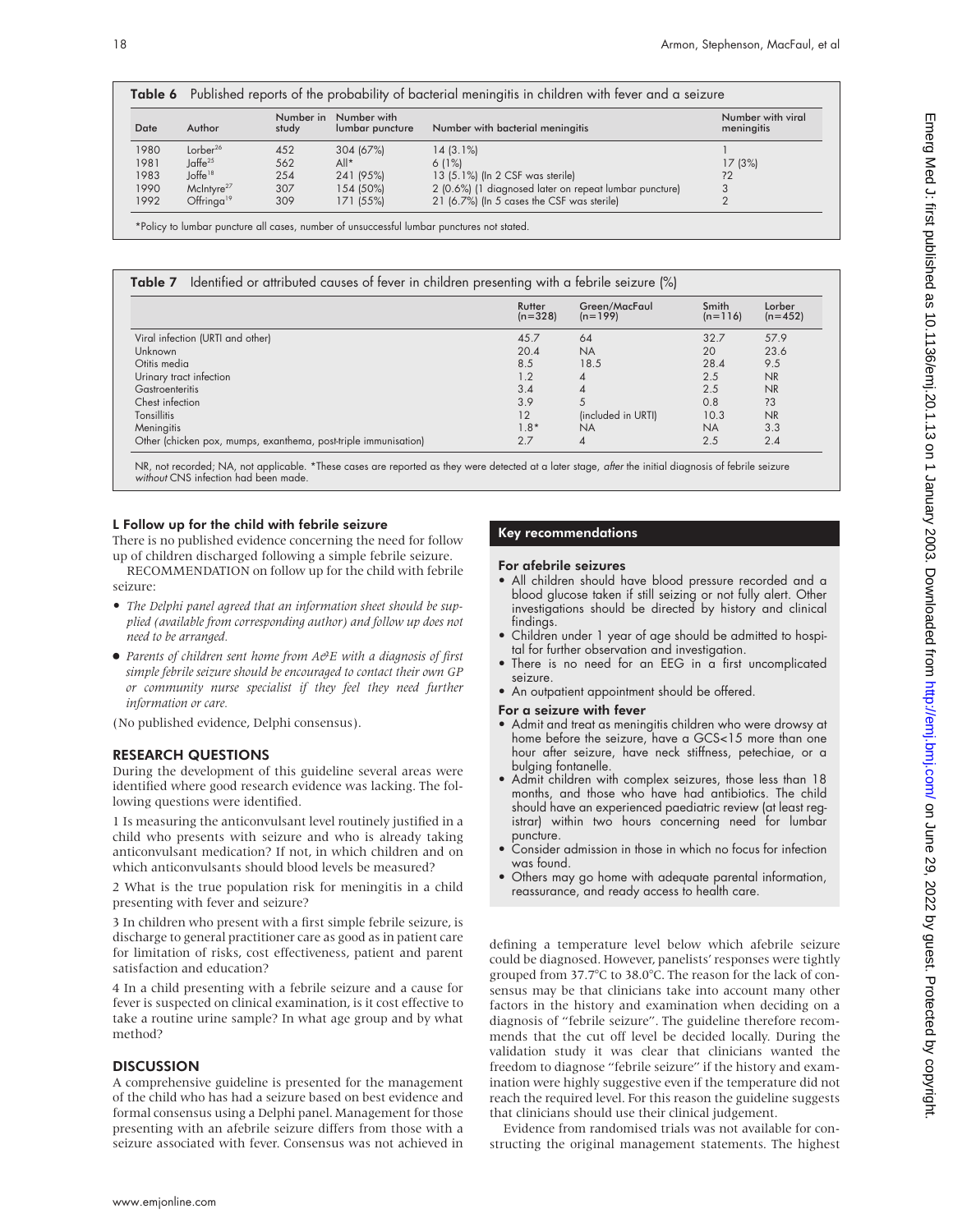**Table 6** Published reports of the probability of bacterial meningitis in children with fever and a seizure

| Date | Author | Number in study | Number with lumbar puncture | Number with bacterial meningitis | Number with viral meningitis |
|---|---|---|---|---|---|
| 1980 | Lorber[26] | 452 | 304 (67%) | 14 (3.1%) | 1 |
| 1981 | Jaffe[25] | 562 | All* | 6 (1%) | 17 (3%) |
| 1983 | Joffe[18] | 254 | 241 (95%) | 13 (5.1%) (In 2 CSF was sterile) | ?2 |
| 1990 | McIntyre[27] | 307 | 154 (50%) | 2 (0.6%) (1 diagnosed later on repeat lumbar puncture) | 3 |
| 1992 | Offringa[19] | 309 | 171 (55%) | 21 (6.7%) (In 5 cases the CSF was sterile) | 2 |

*Policy to lumbar puncture all cases, number of unsuccessful lumbar punctures not stated.

**Table 7** Identified or attributed causes of fever in children presenting with a febrile seizure (%)

| | Rutter (n=328) | Green/MacFaul (n=199) | Smith (n=116) | Lorber (n=452) |
|---|---|---|---|---|
| Viral infection (URTI and other) | 45.7 | 64 | 32.7 | 57.9 |
| Unknown | 20.4 | NA | 20 | 23.6 |
| Otitis media | 8.5 | 18.5 | 28.4 | 9.5 |
| Urinary tract infection | 1.2 | 4 | 2.5 | NR |
| Gastroenteritis | 3.4 | 4 | 2.5 | NR |
| Chest infection | 3.9 | 5 | 0.8 | ?3 |
| Tonsillitis | 12 | (included in URTI) | 10.3 | NR |
| Meningitis | 1.8* | NA | NA | 3.3 |
| Other (chicken pox, mumps, exanthema, post-triple immunisation) | 2.7 | 4 | 2.5 | 2.4 |

NR, not recorded; NA, not applicable. *These cases are reported as they were detected at a later stage, *after* the initial diagnosis of febrile seizure *without* CNS infection had been made.

### L Follow up for the child with febrile seizure

There is no published evidence concerning the need for follow up of children discharged following a simple febrile seizure.

RECOMMENDATION on follow up for the child with febrile seizure:

- *The Delphi panel agreed that an information sheet should be supplied (available from corresponding author) and follow up does not need to be arranged.*
- *Parents of children sent home from A&E with a diagnosis of first simple febrile seizure should be encouraged to contact their own GP or community nurse specialist if they feel they need further information or care.*

(No published evidence, Delphi consensus).

## RESEARCH QUESTIONS

During the development of this guideline several areas were identified where good research evidence was lacking. The following questions were identified.

1 Is measuring the anticonvulsant level routinely justified in a child who presents with seizure and who is already taking anticonvulsant medication? If not, in which children and on which anticonvulsants should blood levels be measured?

2 What is the true population risk for meningitis in a child presenting with fever and seizure?

3 In children who present with a first simple febrile seizure, is discharge to general practitioner care as good as in patient care for limitation of risks, cost effectiveness, patient and parent satisfaction and education?

4 In a child presenting with a febrile seizure and a cause for fever is suspected on clinical examination, is it cost effective to take a routine urine sample? In what age group and by what method?

## DISCUSSION

A comprehensive guideline is presented for the management of the child who has had a seizure based on best evidence and formal consensus using a Delphi panel. Management for those presenting with an afebrile seizure differs from those with a seizure associated with fever. Consensus was not achieved in defining a temperature level below which afebrile seizure could be diagnosed. However, panelists' responses were tightly grouped from 37.7°C to 38.0°C. The reason for the lack of consensus may be that clinicians take into account many other factors in the history and examination when deciding on a diagnosis of "febrile seizure". The guideline therefore recommends that the cut off level be decided locally. During the validation study it was clear that clinicians wanted the freedom to diagnose "febrile seizure" if the history and examination were highly suggestive even if the temperature did not reach the required level. For this reason the guideline suggests that clinicians should use their clinical judgement.

Evidence from randomised trials was not available for constructing the original management statements. The highest

### Key recommendations

**For afebrile seizures**

- All children should have blood pressure recorded and a blood glucose taken if still seizing or not fully alert. Other investigations should be directed by history and clinical findings.
- Children under 1 year of age should be admitted to hospital for further observation and investigation.
- There is no need for an EEG in a first uncomplicated seizure.
- An outpatient appointment should be offered.

**For a seizure with fever**

- Admit and treat as meningitis children who were drowsy at home before the seizure, have a GCS<15 more than one hour after seizure, have neck stiffness, petechiae, or a bulging fontanelle.
- Admit children with complex seizures, those less than 18 months, and those who have had antibiotics. The child should have an experienced paediatric review (at least registrar) within two hours concerning need for lumbar puncture.
- Consider admission in those in which no focus for infection was found.
- Others may go home with adequate parental information, reassurance, and ready access to health care.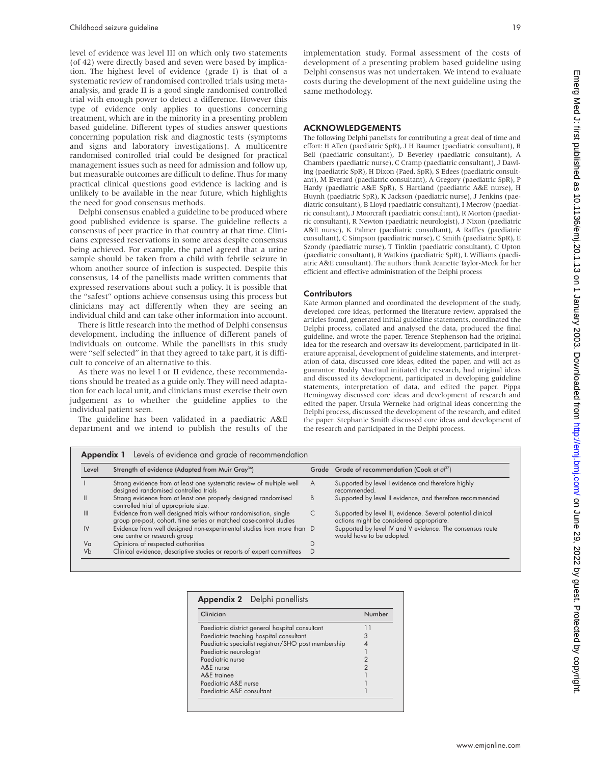level of evidence was level III on which only two statements (of 42) were directly based and seven were based by implication. The highest level of evidence (grade I) is that of a systematic review of randomised controlled trials using meta-analysis, and grade II is a good single randomised controlled trial with enough power to detect a difference. However this type of evidence only applies to questions concerning treatment, which are in the minority in a presenting problem based guideline. Different types of studies answer questions concerning population risk and diagnostic tests (symptoms and signs and laboratory investigations). A multicentre randomised controlled trial could be designed for practical management issues such as need for admission and follow up, but measurable outcomes are difficult to define. Thus for many practical clinical questions good evidence is lacking and is unlikely to be available in the near future, which highlights the need for good consensus methods.

Delphi consensus enabled a guideline to be produced where good published evidence is sparse. The guideline reflects a consensus of peer practice in that country at that time. Clinicians expressed reservations in some areas despite consensus being achieved. For example, the panel agreed that a urine sample should be taken from a child with febrile seizure in whom another source of infection is suspected. Despite this consensus, 14 of the panellists made written comments that expressed reservations about such a policy. It is possible that the "safest" options achieve consensus using this process but clinicians may act differently when they are seeing an individual child and can take other information into account.

There is little research into the method of Delphi consensus development, including the influence of different panels of individuals on outcome. While the panellists in this study were "self selected" in that they agreed to take part, it is difficult to conceive of an alternative to this.

As there was no level I or II evidence, these recommendations should be treated as a guide only. They will need adaptation for each local unit, and clinicians must exercise their own judgement as to whether the guideline applies to the individual patient seen.

The guideline has been validated in a paediatric A&E department and we intend to publish the results of the implementation study. Formal assessment of the costs of development of a presenting problem based guideline using Delphi consensus was not undertaken. We intend to evaluate costs during the development of the next guideline using the same methodology.

## ACKNOWLEDGEMENTS

The following Delphi panelists for contributing a great deal of time and effort: H Allen (paediatric SpR), J H Baumer (paediatric consultant), R Bell (paediatric consultant), D Beverley (paediatric consultant), A Chambers (paediatric nurse), C Cramp (paediatric consultant), J Dawling (paediatric SpR), H Dixon (Paed. SpR), S Edees (paediatric consultant), M Everard (paediatric consultant), A Gregory (paediatric SpR), P Hardy (paediatric A&E SpR), S Hartland (paediatric A&E nurse), H Huynh (paediatric SpR), K Jackson (paediatric nurse), J Jenkins (paediatric consultant), B Lloyd (paediatric consultant), I Mecrow (paediatric consultant), J Moorcraft (paediatric consultant), R Morton (paediatric consultant), R Newton (paediatric neurologist), J Nixon (paediatric A&E nurse), K Palmer (paediatric consultant), A Raffles (paediatric consultant), C Simpson (paediatric nurse), C Smith (paediatric SpR), E Szondy (paediatric nurse), T Tinklin (paediatric consultant), C Upton (paediatric consultant), R Watkins (paediatric SpR), L Williams (paediatric A&E consultant). The authors thank Jeanette Taylor-Meek for her efficient and effective administration of the Delphi process

### Contributors

Kate Armon planned and coordinated the development of the study, developed core ideas, performed the literature review, appraised the articles found, generated initial guideline statements, coordinated the Delphi process, collated and analysed the data, produced the final guideline, and wrote the paper. Terence Stephenson had the original idea for the research and oversaw its development, participated in literature appraisal, development of guideline statements, and interpretation of data, discussed core ideas, edited the paper, and will act as guarantor. Roddy MacFaul initiated the research, had original ideas and discussed its development, participated in developing guideline statements, interpretation of data, and edited the paper. Pippa Hemingway discussed core ideas and development of research and edited the paper. Ursula Werneke had original ideas concerning the Delphi process, discussed the development of the research, and edited the paper. Stephanie Smith discussed core ideas and development of the research and participated in the Delphi process.

**Appendix 1** Levels of evidence and grade of recommendation

| Level | Strength of evidence (Adapted from Muir Gray[36]) | Grade | Grade of recommendation (Cook *et al*[37]) |
|---|---|---|---|
| I | Strong evidence from at least one systematic review of multiple well designed randomised controlled trials | A | Supported by level I evidence and therefore highly recommended. |
| II | Strong evidence from at least one properly designed randomised controlled trial of appropriate size. | B | Supported by level II evidence, and therefore recommended |
| III | Evidence from well designed trials without randomisation, single group pre-post, cohort, time series or matched case-control studies | C | Supported by level III, evidence. Several potential clinical actions might be considered appropriate. |
| IV | Evidence from well designed non-experimental studies from more than one centre or research group | D | Supported by level IV and V evidence. The consensus route would have to be adopted. |
| Va | Opinions of respected authorities | D | |
| Vb | Clinical evidence, descriptive studies or reports of expert committees | D | |

**Appendix 2** Delphi panellists

| Clinician | Number |
|---|---|
| Paediatric district general hospital consultant | 11 |
| Paediatric teaching hospital consultant | 3 |
| Paediatric specialist registrar/SHO post membership | 4 |
| Paediatric neurologist | 1 |
| Paediatric nurse | 2 |
| A&E nurse | 2 |
| A&E trainee | 1 |
| Paediatric A&E nurse | 1 |
| Paediatric A&E consultant | 1 |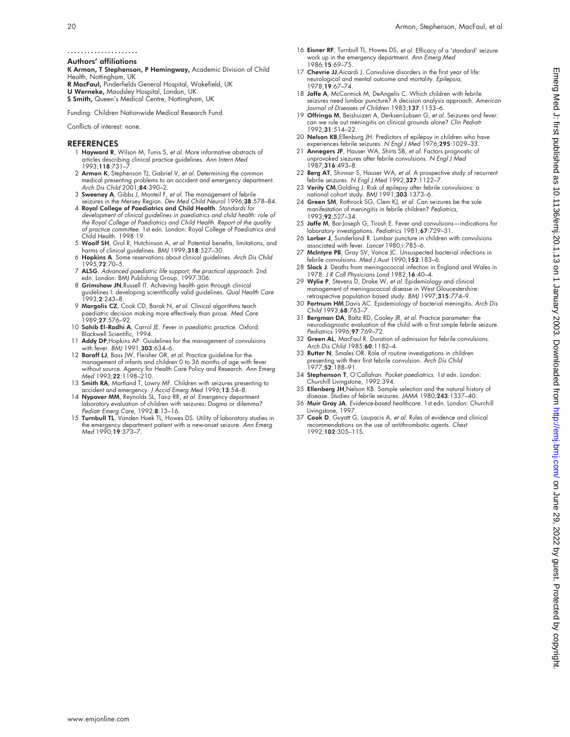## Authors' affiliations

**K Armon, T Stephenson, P Hemingway,** Academic Division of Child Health, Nottingham, UK
**R MacFaul,** Pinderfields General Hospital, Wakefield, UK
**U Werneke,** Maudsley Hospital, London, UK
**S Smith,** Queen's Medical Centre, Nottingham, UK

Funding: Children Nationwide Medical Research Fund.

Conflicts of interest: none.

## REFERENCES

1. **Hayward R**, Wilson M, Tunis S, *et al.* More informative abstracts of articles describing clinical practice guidelines. *Ann Intern Med* 1993;**118**:731–7.
2. **Armon K**, Stephenson TJ, Gabriel V, *et al.* Determining the common medical presenting problems to an accident and emergency department. *Arch Dis Child* 2001;**84**:390–2.
3. **Sweeney A**, Gibbs J, Monteil F, *et al.* The management of febrile seizures in the Mersey Region. *Dev Med Child Neurol* 1996;**38**:578–84.
4. **Royal College of Paediatrics and Child Health**. *Standards for development of clinical guidelines in paediatrics and child health: role of the Royal College of Paediatrics and Child Health. Report of the quality of practice committee.* 1st edn. London: Royal College of Paediatrics and Child Health. 1998:19.
5. **Woolf SH**, Grol R, Hutchinson A, *et al.* Potential benefits, limitations, and harms of clinical guidelines. *BMJ* 1999;**318**:527–30.
6. **Hopkins A**. Some reservations about clinical guidelines. *Arch Dis Child* 1995;**72**:70–5.
7. **ALSG**. *Advanced paediatric life support; the practical approach.* 2nd edn. London: BMJ Publishing Group, 1997:306.
8. **Grimshaw JN**,Russell IT. Achieving health gain through clinical guidelines I: developing scientifically valid guidelines. *Qual Health Care* 1993;**2**:243–8.
9. **Margolis CZ**, Cook CD, Barak N, *et al.* Clinical algorithms teach paediatric decision making more effectively than prose. *Med Care* 1989;**27**:576–92.
10. **Sahib El-Radhi A**, Carrol JE. *Fever in paediatric practice.* Oxford: Blackwell Scientific, 1994.
11. **Addy DP**,Hopkins AP. Guidelines for the management of convulsions with fever. *BMJ* 1991;**303**:634–6.
12. **Baraff LJ**, Bass JW, Fleisher GR, *et al.* Practice guideline for the management of infants and children 0 to 36 months of age with fever without source. Agency for Health Care Policy and Research. *Ann Emerg Med* 1993;**22**:1198–210.
13. **Smith RA**, Martland T, Lowry MF. Children with seizures presenting to accident and emergency. *J Accid Emerg Med* 1996;**13**:54–8.
14. **Nypaver MM**, Reynolds SL, Tanz RR, *et al.* Emergency department laboratory evaluation of children with seizures: Dogma or dilemma? *Pediatr Emerg Care,* 1992;**8**:13–16.
15. **Turnbull TL**, Vanden Hoek TL, Howes DS. Utility of laboratory studies in the emergency department patient with a new-onset seizure. *Ann Emerg Med* 1990;**19**:373–7.
16. **Eisner RF**, Turnbull TL, Howes DS, *et al.* Efficacy of a 'standard' seizure work up in the emergency department. *Ann Emerg Med* 1986;**15**:69–75.
17. **Chevrie JJ**,Aicardi J. Convulsive disorders in the first year of life: neurological and mental outcome and mortality. *Epilepsia,* 1978;**19**:67–74.
18. **Joffe A**, McCormick M, DeAngelis C. Which children with febrile seizures need lumbar puncture? A decision analysis approach. *American Journal of Diseases of Children* 1983;**137**:1153–6.
19. **Offringa M**, Beishuizen A, Derksen-Lubsen G, *et al.* Seizures and fever: can we rule out meningitis on clinical grounds alone? *Clin Pediatr* 1992;**31**:514–22.
20. **Nelson KB**,Ellenburg JH. Predictors of epilepsy in children who have experiences febrile seizures. *N Engl J Med* 1976;**295**:1029–33.
21. **Annegers JF**, Hauser WA, Shirts SB, *et al.* Factors prognostic of unprovoked siezures after febrile convulsions. *N Engl J Med* 1987;**316**:493–8.
22. **Berg AT**, Shinnar S, Hauser WA, *et al.* A prospective study of recurrent febrile seizures. *N Engl J Med* 1992;**327**:1122–7.
23. **Verity CM**,Golding J. Risk of epilepsy after febrile convulsions: a national cohort study. *BMJ* 1991;**303**:1373–6.
24. **Green SM**, Rothrock SG, Clem KJ, *et al.* Can seizures be the sole manifestation of meningitis in febrile children? *Pediatrics,* 1993;**92**:527–34.
25. **Jaffe M**, Bar-Joseph G, Tirosh E. Fever and convulsions—indications for laboratory investigations. *Pediatrics* 1981;**67**:729–31.
26. **Lorber J**, Sunderland R. Lumbar puncture in children with convulsions associated with fever. *Lancet* 1980;i:785–6.
27. **McIntyre PB**, Gray SV, Vance JC. Unsuspected bacterial infections in febrile convulsions. *Med J Aust* 1990;**152**:183–6.
28. **Slack J**. Deaths from meningococcal infection in England and Wales in 1978. *J R Coll Physicians Lond* 1982;**16**:40–4.
29. **Wylie P**, Stevens D, Drake W, *et al.* Epidemiology and clinical management of meningococcal disease in West Gloucestershire: retrospective population based study. *BMJ* 1997;**315**:774–9.
30. **Fortnum HM**,Davis AC. Epidemiology of bacterial meningitis. *Arch Dis Child* 1993;**68**:763–7.
31. **Bergman DA**, Baltz RD, Cooley JR, *et al.* Practice parameter: the neurodiagnostic evaluation of the child with a first simple febrile seizure. *Pediatrics* 1996;**97**:769–72.
32. **Green AL**, MacFaul R. Duration of admission for febrile convulsions. *Arch Dis Child* 1985;**60**:1182–4.
33. **Rutter N**, Smales OR. Role of routine investigations in children presenting with their first febrile convulsion. *Arch Dis Child* 1977;**52**:188–91.
34. **Stephenson T**, O'Callahan. *Pocket paediatrics.* 1st edn. London: Churchill Livingstone, 1992:394.
35. **Ellenberg JH**,Nelson KB. Sample selection and the natural history of disease. Studies of febrile seizures. *JAMA* 1980;**243**:1337–40.
36. **Muir Gray JA**. *Evidence-based healthcare.* 1st edn. London: Churchill Livingstone, 1997.
37. **Cook D**, Guyatt G, Laupacis A, *et al.* Rules of evidence and clinical recommendations on the use of antithrombotic agents. *Chest* 1992;**102**:305–11S.